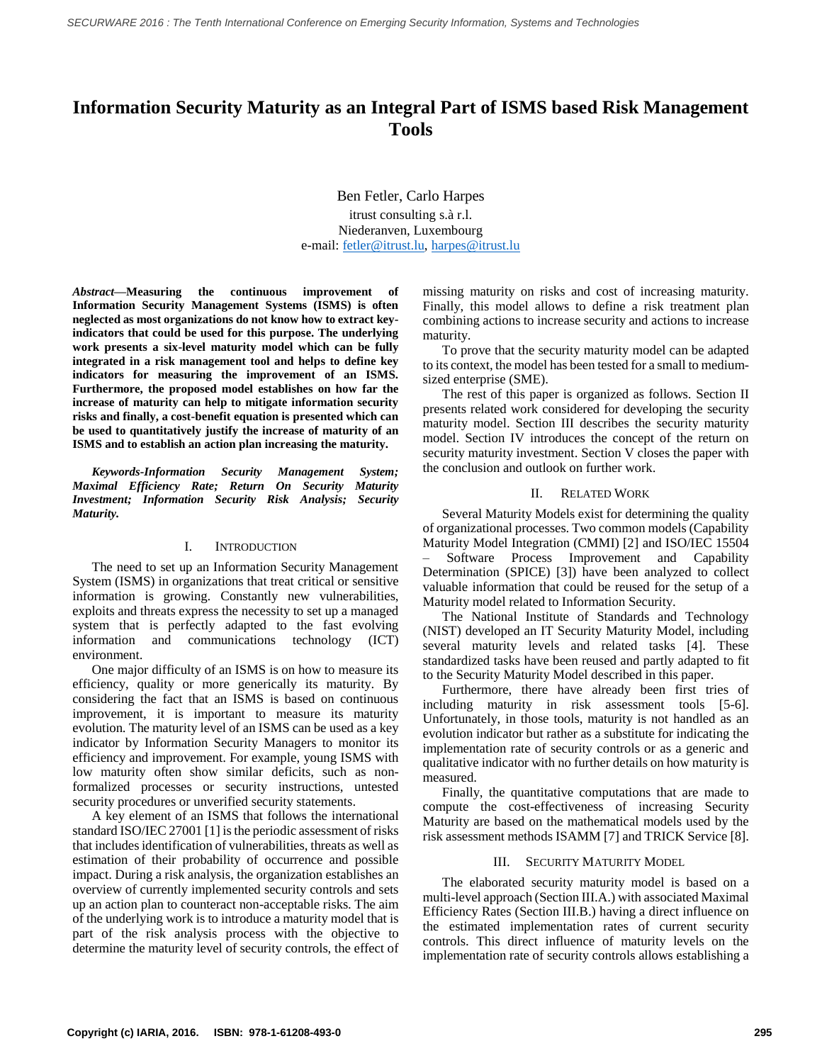# Information Security Maturity as an Integral Part of ISMS based Risk Management Tools

Ben Fetler, Carlo Harpes
itrust consulting s.à r.l.
Niederanven, Luxembourg
e-mail: fetler@itrust.lu, harpes@itrust.lu

***Abstract*—Measuring the continuous improvement of Information Security Management Systems (ISMS) is often neglected as most organizations do not know how to extract key-indicators that could be used for this purpose. The underlying work presents a six-level maturity model which can be fully integrated in a risk management tool and helps to define key indicators for measuring the improvement of an ISMS. Furthermore, the proposed model establishes on how far the increase of maturity can help to mitigate information security risks and finally, a cost-benefit equation is presented which can be used to quantitatively justify the increase of maturity of an ISMS and to establish an action plan increasing the maturity.**

***Keywords-Information Security Management System; Maximal Efficiency Rate; Return On Security Maturity Investment; Information Security Risk Analysis; Security Maturity.***

## I. INTRODUCTION

The need to set up an Information Security Management System (ISMS) in organizations that treat critical or sensitive information is growing. Constantly new vulnerabilities, exploits and threats express the necessity to set up a managed system that is perfectly adapted to the fast evolving information and communications technology (ICT) environment.

One major difficulty of an ISMS is on how to measure its efficiency, quality or more generically its maturity. By considering the fact that an ISMS is based on continuous improvement, it is important to measure its maturity evolution. The maturity level of an ISMS can be used as a key indicator by Information Security Managers to monitor its efficiency and improvement. For example, young ISMS with low maturity often show similar deficits, such as non-formalized processes or security instructions, untested security procedures or unverified security statements.

A key element of an ISMS that follows the international standard ISO/IEC 27001 [1] is the periodic assessment of risks that includes identification of vulnerabilities, threats as well as estimation of their probability of occurrence and possible impact. During a risk analysis, the organization establishes an overview of currently implemented security controls and sets up an action plan to counteract non-acceptable risks. The aim of the underlying work is to introduce a maturity model that is part of the risk analysis process with the objective to determine the maturity level of security controls, the effect of missing maturity on risks and cost of increasing maturity. Finally, this model allows to define a risk treatment plan combining actions to increase security and actions to increase maturity.

To prove that the security maturity model can be adapted to its context, the model has been tested for a small to medium-sized enterprise (SME).

The rest of this paper is organized as follows. Section II presents related work considered for developing the security maturity model. Section III describes the security maturity model. Section IV introduces the concept of the return on security maturity investment. Section V closes the paper with the conclusion and outlook on further work.

## II. RELATED WORK

Several Maturity Models exist for determining the quality of organizational processes. Two common models (Capability Maturity Model Integration (CMMI) [2] and ISO/IEC 15504 – Software Process Improvement and Capability Determination (SPICE) [3]) have been analyzed to collect valuable information that could be reused for the setup of a Maturity model related to Information Security.

The National Institute of Standards and Technology (NIST) developed an IT Security Maturity Model, including several maturity levels and related tasks [4]. These standardized tasks have been reused and partly adapted to fit to the Security Maturity Model described in this paper.

Furthermore, there have already been first tries of including maturity in risk assessment tools [5-6]. Unfortunately, in those tools, maturity is not handled as an evolution indicator but rather as a substitute for indicating the implementation rate of security controls or as a generic and qualitative indicator with no further details on how maturity is measured.

Finally, the quantitative computations that are made to compute the cost-effectiveness of increasing Security Maturity are based on the mathematical models used by the risk assessment methods ISAMM [7] and TRICK Service [8].

## III. SECURITY MATURITY MODEL

The elaborated security maturity model is based on a multi-level approach (Section III.A.) with associated Maximal Efficiency Rates (Section III.B.) having a direct influence on the estimated implementation rates of current security controls. This direct influence of maturity levels on the implementation rate of security controls allows establishing a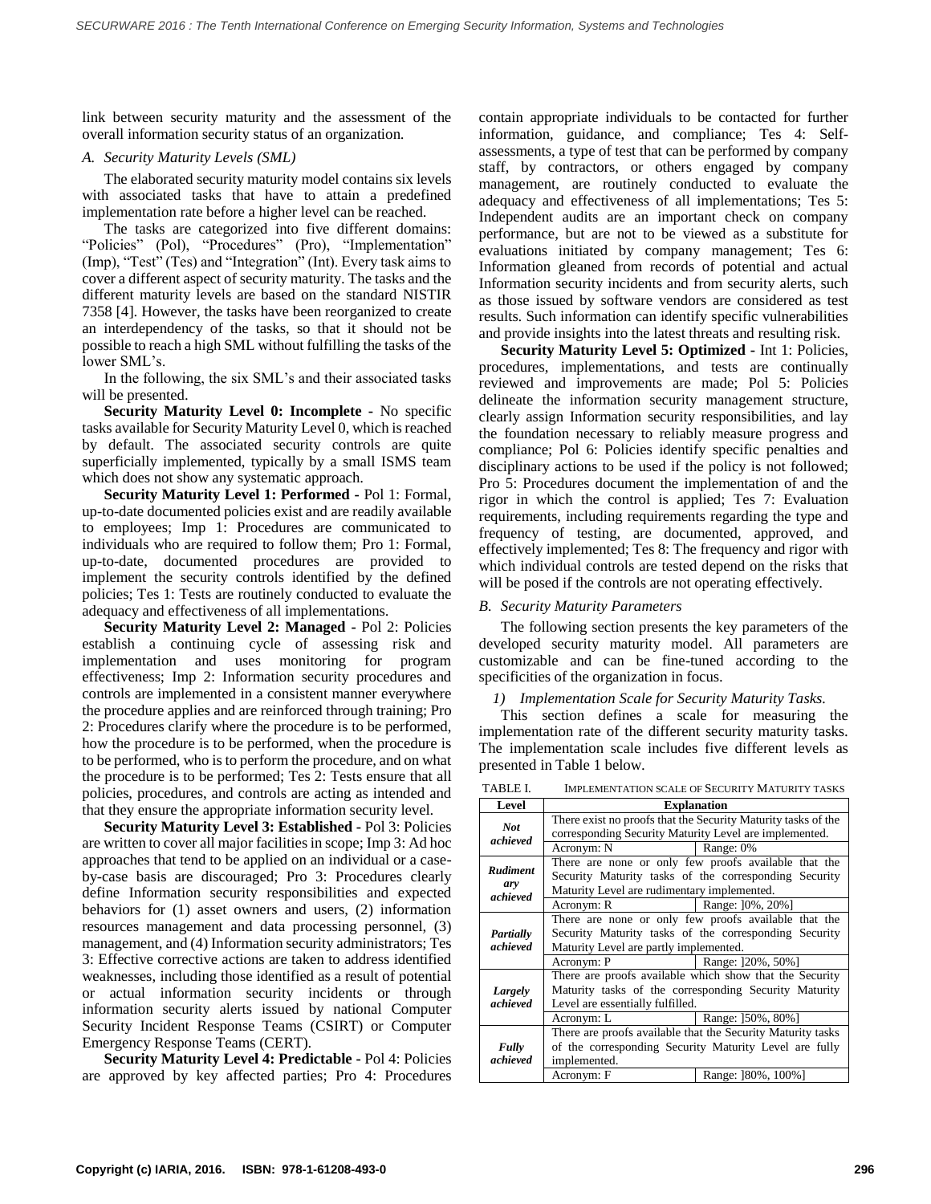link between security maturity and the assessment of the overall information security status of an organization.

### *A. Security Maturity Levels (SML)*

The elaborated security maturity model contains six levels with associated tasks that have to attain a predefined implementation rate before a higher level can be reached.

The tasks are categorized into five different domains: "Policies" (Pol), "Procedures" (Pro), "Implementation" (Imp), "Test" (Tes) and "Integration" (Int). Every task aims to cover a different aspect of security maturity. The tasks and the different maturity levels are based on the standard NISTIR 7358 [4]. However, the tasks have been reorganized to create an interdependency of the tasks, so that it should not be possible to reach a high SML without fulfilling the tasks of the lower SML's.

In the following, the six SML's and their associated tasks will be presented.

**Security Maturity Level 0: Incomplete** - No specific tasks available for Security Maturity Level 0, which is reached by default. The associated security controls are quite superficially implemented, typically by a small ISMS team which does not show any systematic approach.

**Security Maturity Level 1: Performed** - Pol 1: Formal, up-to-date documented policies exist and are readily available to employees; Imp 1: Procedures are communicated to individuals who are required to follow them; Pro 1: Formal, up-to-date, documented procedures are provided to implement the security controls identified by the defined policies; Tes 1: Tests are routinely conducted to evaluate the adequacy and effectiveness of all implementations.

**Security Maturity Level 2: Managed** - Pol 2: Policies establish a continuing cycle of assessing risk and implementation and uses monitoring for program effectiveness; Imp 2: Information security procedures and controls are implemented in a consistent manner everywhere the procedure applies and are reinforced through training; Pro 2: Procedures clarify where the procedure is to be performed, how the procedure is to be performed, when the procedure is to be performed, who is to perform the procedure, and on what the procedure is to be performed; Tes 2: Tests ensure that all policies, procedures, and controls are acting as intended and that they ensure the appropriate information security level.

**Security Maturity Level 3: Established** - Pol 3: Policies are written to cover all major facilities in scope; Imp 3: Ad hoc approaches that tend to be applied on an individual or a case-by-case basis are discouraged; Pro 3: Procedures clearly define Information security responsibilities and expected behaviors for (1) asset owners and users, (2) information resources management and data processing personnel, (3) management, and (4) Information security administrators; Tes 3: Effective corrective actions are taken to address identified weaknesses, including those identified as a result of potential or actual information security incidents or through information security alerts issued by national Computer Security Incident Response Teams (CSIRT) or Computer Emergency Response Teams (CERT).

**Security Maturity Level 4: Predictable** - Pol 4: Policies are approved by key affected parties; Pro 4: Procedures contain appropriate individuals to be contacted for further information, guidance, and compliance; Tes 4: Self-assessments, a type of test that can be performed by company staff, by contractors, or others engaged by company management, are routinely conducted to evaluate the adequacy and effectiveness of all implementations; Tes 5: Independent audits are an important check on company performance, but are not to be viewed as a substitute for evaluations initiated by company management; Tes 6: Information gleaned from records of potential and actual Information security incidents and from security alerts, such as those issued by software vendors are considered as test results. Such information can identify specific vulnerabilities and provide insights into the latest threats and resulting risk.

**Security Maturity Level 5: Optimized** - Int 1: Policies, procedures, implementations, and tests are continually reviewed and improvements are made; Pol 5: Policies delineate the information security management structure, clearly assign Information security responsibilities, and lay the foundation necessary to reliably measure progress and compliance; Pol 6: Policies identify specific penalties and disciplinary actions to be used if the policy is not followed; Pro 5: Procedures document the implementation of and the rigor in which the control is applied; Tes 7: Evaluation requirements, including requirements regarding the type and frequency of testing, are documented, approved, and effectively implemented; Tes 8: The frequency and rigor with which individual controls are tested depend on the risks that will be posed if the controls are not operating effectively.

### *B. Security Maturity Parameters*

The following section presents the key parameters of the developed security maturity model. All parameters are customizable and can be fine-tuned according to the specificities of the organization in focus.

#### *1) Implementation Scale for Security Maturity Tasks.*

This section defines a scale for measuring the implementation rate of the different security maturity tasks. The implementation scale includes five different levels as presented in Table 1 below.

TABLE I. IMPLEMENTATION SCALE OF SECURITY MATURITY TASKS

| Level | Explanation | |
|---|---|---|
| ***Not achieved*** | There exist no proofs that the Security Maturity tasks of the corresponding Security Maturity Level are implemented. | |
| | Acronym: N | Range: 0% |
| ***Rudimentary achieved*** | There are none or only few proofs available that the Security Maturity tasks of the corresponding Security Maturity Level are rudimentary implemented. | |
| | Acronym: R | Range: ]0%, 20%] |
| ***Partially achieved*** | There are none or only few proofs available that the Security Maturity tasks of the corresponding Security Maturity Level are partly implemented. | |
| | Acronym: P | Range: ]20%, 50%] |
| ***Largely achieved*** | There are proofs available which show that the Security Maturity tasks of the corresponding Security Maturity Level are essentially fulfilled. | |
| | Acronym: L | Range: ]50%, 80%] |
| ***Fully achieved*** | There are proofs available that the Security Maturity tasks of the corresponding Security Maturity Level are fully implemented. | |
| | Acronym: F | Range: ]80%, 100%] |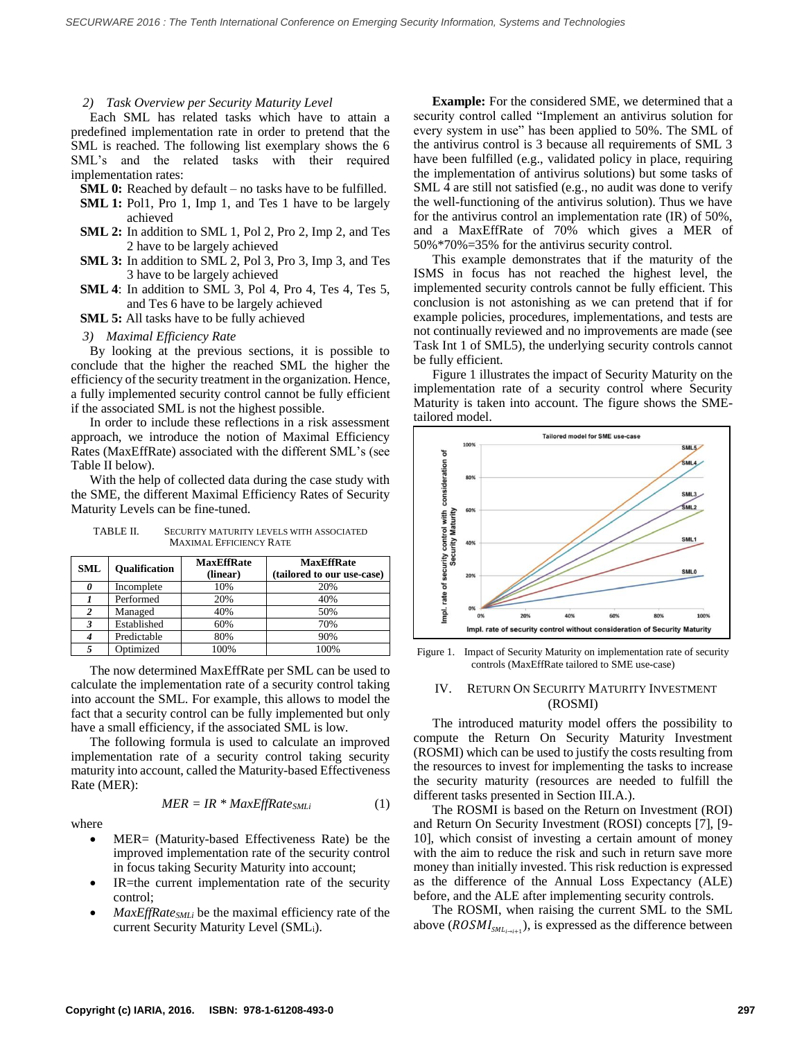#### 2) Task Overview per Security Maturity Level

Each SML has related tasks which have to attain a predefined implementation rate in order to pretend that the SML is reached. The following list exemplary shows the 6 SML's and the related tasks with their required implementation rates:

- **SML 0:** Reached by default – no tasks have to be fulfilled.
- **SML 1:** Pol1, Pro 1, Imp 1, and Tes 1 have to be largely achieved
- **SML 2:** In addition to SML 1, Pol 2, Pro 2, Imp 2, and Tes 2 have to be largely achieved
- **SML 3:** In addition to SML 2, Pol 3, Pro 3, Imp 3, and Tes 3 have to be largely achieved
- **SML 4**: In addition to SML 3, Pol 4, Pro 4, Tes 4, Tes 5, and Tes 6 have to be largely achieved
- **SML 5:** All tasks have to be fully achieved

#### 3) Maximal Efficiency Rate

By looking at the previous sections, it is possible to conclude that the higher the reached SML the higher the efficiency of the security treatment in the organization. Hence, a fully implemented security control cannot be fully efficient if the associated SML is not the highest possible.

In order to include these reflections in a risk assessment approach, we introduce the notion of Maximal Efficiency Rates (MaxEffRate) associated with the different SML's (see Table II below).

With the help of collected data during the case study with the SME, the different Maximal Efficiency Rates of Security Maturity Levels can be fine-tuned.

TABLE II. SECURITY MATURITY LEVELS WITH ASSOCIATED MAXIMAL EFFICIENCY RATE

| SML | Qualification | MaxEffRate (linear) | MaxEffRate (tailored to our use-case) |
|---|---|---|---|
| *0* | Incomplete | 10% | 20% |
| *1* | Performed | 20% | 40% |
| *2* | Managed | 40% | 50% |
| *3* | Established | 60% | 70% |
| *4* | Predictable | 80% | 90% |
| *5* | Optimized | 100% | 100% |

The now determined MaxEffRate per SML can be used to calculate the implementation rate of a security control taking into account the SML. For example, this allows to model the fact that a security control can be fully implemented but only have a small efficiency, if the associated SML is low.

The following formula is used to calculate an improved implementation rate of a security control taking security maturity into account, called the Maturity-based Effectiveness Rate (MER):

$$MER = IR * MaxEffRate_{SMLi} \tag{1}$$

where

- MER= (Maturity-based Effectiveness Rate) be the improved implementation rate of the security control in focus taking Security Maturity into account;
- IR=the current implementation rate of the security control;
- $MaxEffRate_{SMLi}$ be the maximal efficiency rate of the current Security Maturity Level ($SML_i$).

**Example:** For the considered SME, we determined that a security control called "Implement an antivirus solution for every system in use" has been applied to 50%. The SML of the antivirus control is 3 because all requirements of SML 3 have been fulfilled (e.g., validated policy in place, requiring the implementation of antivirus solutions) but some tasks of SML 4 are still not satisfied (e.g., no audit was done to verify the well-functioning of the antivirus solution). Thus we have for the antivirus control an implementation rate (IR) of 50%, and a MaxEffRate of 70% which gives a MER of 50%*70%=35% for the antivirus security control.

This example demonstrates that if the maturity of the ISMS in focus has not reached the highest level, the implemented security controls cannot be fully efficient. This conclusion is not astonishing as we can pretend that if for example policies, procedures, implementations, and tests are not continually reviewed and no improvements are made (see Task Int 1 of SML5), the underlying security controls cannot be fully efficient.

Figure 1 illustrates the impact of Security Maturity on the implementation rate of a security control where Security Maturity is taken into account. The figure shows the SME-tailored model.

Figure 1. Impact of Security Maturity on implementation rate of security controls (MaxEffRate tailored to SME use-case)

## IV. RETURN ON SECURITY MATURITY INVESTMENT (ROSMI)

The introduced maturity model offers the possibility to compute the Return On Security Maturity Investment (ROSMI) which can be used to justify the costs resulting from the resources to invest for implementing the tasks to increase the security maturity (resources are needed to fulfill the different tasks presented in Section III.A.).

The ROSMI is based on the Return on Investment (ROI) and Return On Security Investment (ROSI) concepts [7], [9-10], which consist of investing a certain amount of money with the aim to reduce the risk and such in return save more money than initially invested. This risk reduction is expressed as the difference of the Annual Loss Expectancy (ALE) before, and the ALE after implementing security controls.

The ROSMI, when raising the current SML to the SML above ($ROSMI_{SML_{i \to i+1}}$), is expressed as the difference between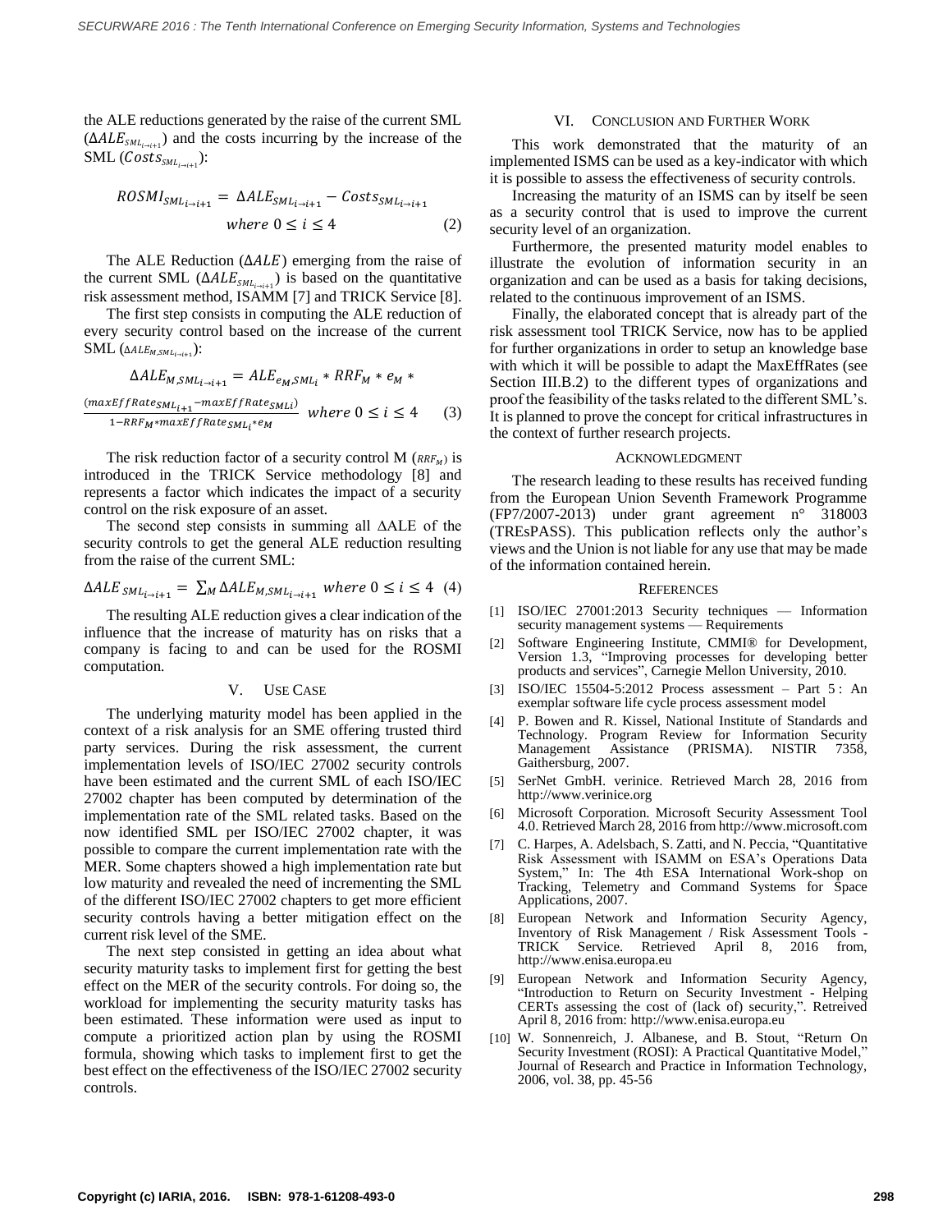the ALE reductions generated by the raise of the current SML ($\Delta ALE_{SML_{i\rightarrow i+1}}$) and the costs incurring by the increase of the SML ($Costs_{SML_{i\rightarrow i+1}}$):

$$ROSMI_{SML_{i\rightarrow i+1}} = \Delta ALE_{SML_{i\rightarrow i+1}} - Costs_{SML_{i\rightarrow i+1}}$$
$$where\ 0 \leq i \leq 4 \qquad (2)$$

The ALE Reduction ($\Delta ALE$) emerging from the raise of the current SML ($\Delta ALE_{SML_{i\rightarrow i+1}}$) is based on the quantitative risk assessment method, ISAMM [7] and TRICK Service [8].

The first step consists in computing the ALE reduction of every security control based on the increase of the current SML ($\Delta ALE_{M,SML_{i\rightarrow i+1}}$):

$$\Delta ALE_{M,SML_{i\rightarrow i+1}} = ALE_{e_M,SML_i} * RRF_M * e_M * \frac{(maxEffRate_{SML_{i+1}} - maxEffRate_{SMLi})}{1 - RRF_M * maxEffRate_{SML_i} * e_M} \quad where\ 0 \leq i \leq 4 \qquad (3)$$

The risk reduction factor of a security control M ($RRF_M$) is introduced in the TRICK Service methodology [8] and represents a factor which indicates the impact of a security control on the risk exposure of an asset.

The second step consists in summing all ΔALE of the security controls to get the general ALE reduction resulting from the raise of the current SML:

$$\Delta ALE_{SML_{i\rightarrow i+1}} = \sum_M \Delta ALE_{M,SML_{i\rightarrow i+1}} \quad where\ 0 \leq i \leq 4 \quad (4)$$

The resulting ALE reduction gives a clear indication of the influence that the increase of maturity has on risks that a company is facing to and can be used for the ROSMI computation.

## V. Use Case

The underlying maturity model has been applied in the context of a risk analysis for an SME offering trusted third party services. During the risk assessment, the current implementation levels of ISO/IEC 27002 security controls have been estimated and the current SML of each ISO/IEC 27002 chapter has been computed by determination of the implementation rate of the SML related tasks. Based on the now identified SML per ISO/IEC 27002 chapter, it was possible to compare the current implementation rate with the MER. Some chapters showed a high implementation rate but low maturity and revealed the need of incrementing the SML of the different ISO/IEC 27002 chapters to get more efficient security controls having a better mitigation effect on the current risk level of the SME.

The next step consisted in getting an idea about what security maturity tasks to implement first for getting the best effect on the MER of the security controls. For doing so, the workload for implementing the security maturity tasks has been estimated. These information were used as input to compute a prioritized action plan by using the ROSMI formula, showing which tasks to implement first to get the best effect on the effectiveness of the ISO/IEC 27002 security controls.

## VI. Conclusion and Further Work

This work demonstrated that the maturity of an implemented ISMS can be used as a key-indicator with which it is possible to assess the effectiveness of security controls.

Increasing the maturity of an ISMS can by itself be seen as a security control that is used to improve the current security level of an organization.

Furthermore, the presented maturity model enables to illustrate the evolution of information security in an organization and can be used as a basis for taking decisions, related to the continuous improvement of an ISMS.

Finally, the elaborated concept that is already part of the risk assessment tool TRICK Service, now has to be applied for further organizations in order to setup an knowledge base with which it will be possible to adapt the MaxEffRates (see Section III.B.2) to the different types of organizations and proof the feasibility of the tasks related to the different SML's. It is planned to prove the concept for critical infrastructures in the context of further research projects.

## Acknowledgment

The research leading to these results has received funding from the European Union Seventh Framework Programme (FP7/2007-2013) under grant agreement n° 318003 (TREsPASS). This publication reflects only the author's views and the Union is not liable for any use that may be made of the information contained herein.

## References

[1] ISO/IEC 27001:2013 Security techniques — Information security management systems — Requirements

[2] Software Engineering Institute, CMMI® for Development, Version 1.3, "Improving processes for developing better products and services", Carnegie Mellon University, 2010.

[3] ISO/IEC 15504-5:2012 Process assessment – Part 5 : An exemplar software life cycle process assessment model

[4] P. Bowen and R. Kissel, National Institute of Standards and Technology. Program Review for Information Security Management Assistance (PRISMA). NISTIR 7358, Gaithersburg, 2007.

[5] SerNet GmbH. verinice. Retrieved March 28, 2016 from http://www.verinice.org

[6] Microsoft Corporation. Microsoft Security Assessment Tool 4.0. Retrieved March 28, 2016 from http://www.microsoft.com

[7] C. Harpes, A. Adelsbach, S. Zatti, and N. Peccia, "Quantitative Risk Assessment with ISAMM on ESA's Operations Data System," In: The 4th ESA International Work-shop on Tracking, Telemetry and Command Systems for Space Applications, 2007.

[8] European Network and Information Security Agency, Inventory of Risk Management / Risk Assessment Tools - TRICK Service. Retrieved April 8, 2016 from, http://www.enisa.europa.eu

[9] European Network and Information Security Agency, "Introduction to Return on Security Investment - Helping CERTs assessing the cost of (lack of) security,". Retreived April 8, 2016 from: http://www.enisa.europa.eu

[10] W. Sonnenreich, J. Albanese, and B. Stout, "Return On Security Investment (ROSI): A Practical Quantitative Model," Journal of Research and Practice in Information Technology, 2006, vol. 38, pp. 45-56